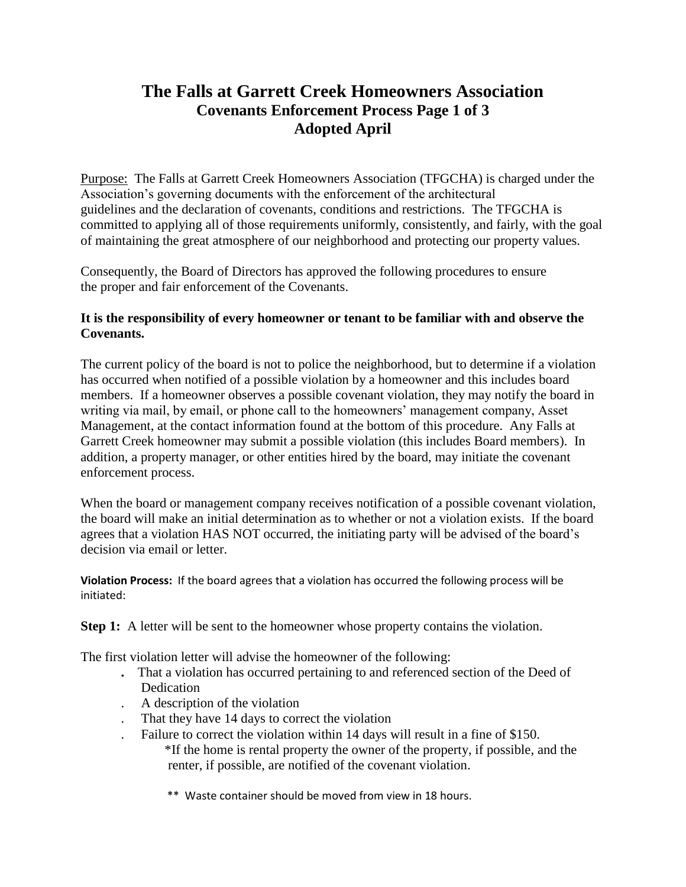# The Falls at Garrett Creek Homeowners Association

## Covenants Enforcement Process Page 1 of 3

## Adopted April

Purpose: The Falls at Garrett Creek Homeowners Association (TFGCHA) is charged under the Association's governing documents with the enforcement of the architectural guidelines and the declaration of covenants, conditions and restrictions. The TFGCHA is committed to applying all of those requirements uniformly, consistently, and fairly, with the goal of maintaining the great atmosphere of our neighborhood and protecting our property values.

Consequently, the Board of Directors has approved the following procedures to ensure the proper and fair enforcement of the Covenants.

**It is the responsibility of every homeowner or tenant to be familiar with and observe the Covenants.**

The current policy of the board is not to police the neighborhood, but to determine if a violation has occurred when notified of a possible violation by a homeowner and this includes board members. If a homeowner observes a possible covenant violation, they may notify the board in writing via mail, by email, or phone call to the homeowners' management company, Asset Management, at the contact information found at the bottom of this procedure. Any Falls at Garrett Creek homeowner may submit a possible violation (this includes Board members). In addition, a property manager, or other entities hired by the board, may initiate the covenant enforcement process.

When the board or management company receives notification of a possible covenant violation, the board will make an initial determination as to whether or not a violation exists. If the board agrees that a violation HAS NOT occurred, the initiating party will be advised of the board's decision via email or letter.

**Violation Process:** If the board agrees that a violation has occurred the following process will be initiated:

**Step 1:** A letter will be sent to the homeowner whose property contains the violation.

The first violation letter will advise the homeowner of the following:

- That a violation has occurred pertaining to and referenced section of the Deed of Dedication
- A description of the violation
- That they have 14 days to correct the violation
- Failure to correct the violation within 14 days will result in a fine of $150.
  - *If the home is rental property the owner of the property, if possible, and the renter, if possible, are notified of the covenant violation.

    ** Waste container should be moved from view in 18 hours.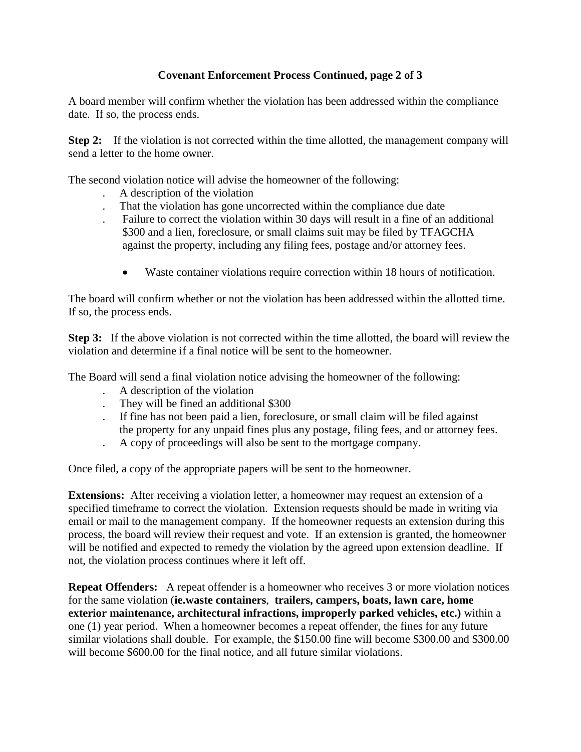**Covenant Enforcement Process Continued, page 2 of 3**

A board member will confirm whether the violation has been addressed within the compliance date. If so, the process ends.

**Step 2:** If the violation is not corrected within the time allotted, the management company will send a letter to the home owner.

The second violation notice will advise the homeowner of the following:

- A description of the violation
- That the violation has gone uncorrected within the compliance due date
- Failure to correct the violation within 30 days will result in a fine of an additional $300 and a lien, foreclosure, or small claims suit may be filed by TFAGCHA against the property, including any filing fees, postage and/or attorney fees.
    - Waste container violations require correction within 18 hours of notification.

The board will confirm whether or not the violation has been addressed within the allotted time. If so, the process ends.

**Step 3:** If the above violation is not corrected within the time allotted, the board will review the violation and determine if a final notice will be sent to the homeowner.

The Board will send a final violation notice advising the homeowner of the following:

- A description of the violation
- They will be fined an additional $300
- If fine has not been paid a lien, foreclosure, or small claim will be filed against the property for any unpaid fines plus any postage, filing fees, and or attorney fees.
- A copy of proceedings will also be sent to the mortgage company.

Once filed, a copy of the appropriate papers will be sent to the homeowner.

**Extensions:** After receiving a violation letter, a homeowner may request an extension of a specified timeframe to correct the violation. Extension requests should be made in writing via email or mail to the management company. If the homeowner requests an extension during this process, the board will review their request and vote. If an extension is granted, the homeowner will be notified and expected to remedy the violation by the agreed upon extension deadline. If not, the violation process continues where it left off.

**Repeat Offenders:** A repeat offender is a homeowner who receives 3 or more violation notices for the same violation (**ie.waste containers**, **trailers, campers, boats, lawn care, home exterior maintenance, architectural infractions, improperly parked vehicles, etc.)** within a one (1) year period. When a homeowner becomes a repeat offender, the fines for any future similar violations shall double. For example, the $150.00 fine will become $300.00 and $300.00 will become $600.00 for the final notice, and all future similar violations.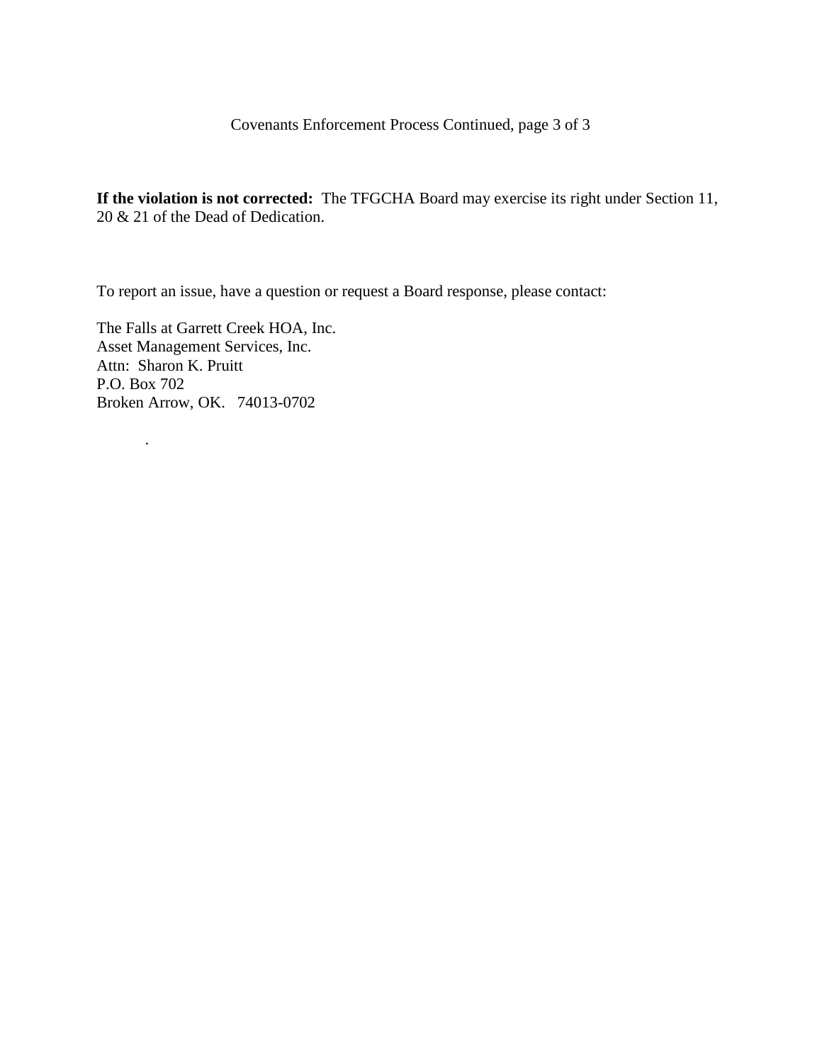**If the violation is not corrected:** The TFGCHA Board may exercise its right under Section 11, 20 & 21 of the Dead of Dedication.

To report an issue, have a question or request a Board response, please contact:

The Falls at Garrett Creek HOA, Inc.
Asset Management Services, Inc.
Attn: Sharon K. Pruitt
P.O. Box 702
Broken Arrow, OK. 74013-0702